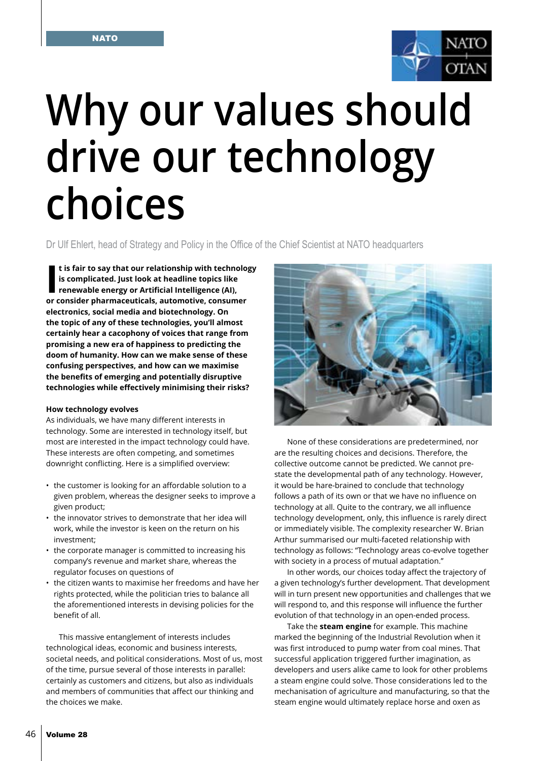# Why our values should drive our technology choices

Dr Ulf Ehlert, head of Strategy and Policy in the Office of the Chief Scientist at NATO headquarters

**It is fair to say that our relationship with technology is complicated. Just look at headline topics like renewable energy or Artificial Intelligence (AI), or consider pharmaceuticals, automotive, consumer electronics, social media and biotechnology. On the topic of any of these technologies, you'll almost certainly hear a cacophony of voices that range from promising a new era of happiness to predicting the doom of humanity. How can we make sense of these confusing perspectives, and how can we maximise the benefits of emerging and potentially disruptive technologies while effectively minimising their risks?**

### How technology evolves

As individuals, we have many different interests in technology. Some are interested in technology itself, but most are interested in the impact technology could have. These interests are often competing, and sometimes downright conflicting. Here is a simplified overview:

- the customer is looking for an affordable solution to a given problem, whereas the designer seeks to improve a given product;
- the innovator strives to demonstrate that her idea will work, while the investor is keen on the return on his investment;
- the corporate manager is committed to increasing his company's revenue and market share, whereas the regulator focuses on questions of
- the citizen wants to maximise her freedoms and have her rights protected, while the politician tries to balance all the aforementioned interests in devising policies for the benefit of all.

This massive entanglement of interests includes technological ideas, economic and business interests, societal needs, and political considerations. Most of us, most of the time, pursue several of those interests in parallel: certainly as customers and citizens, but also as individuals and members of communities that affect our thinking and the choices we make.

None of these considerations are predetermined, nor are the resulting choices and decisions. Therefore, the collective outcome cannot be predicted. We cannot pre-state the developmental path of any technology. However, it would be hare-brained to conclude that technology follows a path of its own or that we have no influence on technology at all. Quite to the contrary, we all influence technology development, only, this influence is rarely direct or immediately visible. The complexity researcher W. Brian Arthur summarised our multi-faceted relationship with technology as follows: "Technology areas co-evolve together with society in a process of mutual adaptation."

In other words, our choices today affect the trajectory of a given technology's further development. That development will in turn present new opportunities and challenges that we will respond to, and this response will influence the further evolution of that technology in an open-ended process.

Take the **steam engine** for example. This machine marked the beginning of the Industrial Revolution when it was first introduced to pump water from coal mines. That successful application triggered further imagination, as developers and users alike came to look for other problems a steam engine could solve. Those considerations led to the mechanisation of agriculture and manufacturing, so that the steam engine would ultimately replace horse and oxen as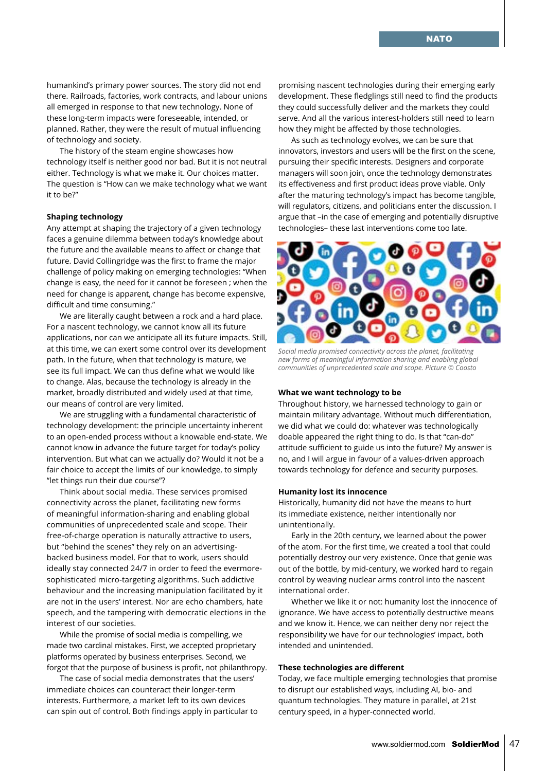humankind's primary power sources. The story did not end there. Railroads, factories, work contracts, and labour unions all emerged in response to that new technology. None of these long-term impacts were foreseeable, intended, or planned. Rather, they were the result of mutual influencing of technology and society.

The history of the steam engine showcases how technology itself is neither good nor bad. But it is not neutral either. Technology is what we make it. Our choices matter. The question is "How can we make technology what we want it to be?"

### Shaping technology

Any attempt at shaping the trajectory of a given technology faces a genuine dilemma between today's knowledge about the future and the available means to affect or change that future. David Collingridge was the first to frame the major challenge of policy making on emerging technologies: "When change is easy, the need for it cannot be foreseen ; when the need for change is apparent, change has become expensive, difficult and time consuming."

We are literally caught between a rock and a hard place. For a nascent technology, we cannot know all its future applications, nor can we anticipate all its future impacts. Still, at this time, we can exert some control over its development path. In the future, when that technology is mature, we see its full impact. We can thus define what we would like to change. Alas, because the technology is already in the market, broadly distributed and widely used at that time, our means of control are very limited.

We are struggling with a fundamental characteristic of technology development: the principle uncertainty inherent to an open-ended process without a knowable end-state. We cannot know in advance the future target for today's policy intervention. But what can we actually do? Would it not be a fair choice to accept the limits of our knowledge, to simply "let things run their due course"?

Think about social media. These services promised connectivity across the planet, facilitating new forms of meaningful information-sharing and enabling global communities of unprecedented scale and scope. Their free-of-charge operation is naturally attractive to users, but "behind the scenes" they rely on an advertising-backed business model. For that to work, users should ideally stay connected 24/7 in order to feed the evermore-sophisticated micro-targeting algorithms. Such addictive behaviour and the increasing manipulation facilitated by it are not in the users' interest. Nor are echo chambers, hate speech, and the tampering with democratic elections in the interest of our societies.

While the promise of social media is compelling, we made two cardinal mistakes. First, we accepted proprietary platforms operated by business enterprises. Second, we forgot that the purpose of business is profit, not philanthropy.

The case of social media demonstrates that the users' immediate choices can counteract their longer-term interests. Furthermore, a market left to its own devices can spin out of control. Both findings apply in particular to promising nascent technologies during their emerging early development. These fledglings still need to find the products they could successfully deliver and the markets they could serve. And all the various interest-holders still need to learn how they might be affected by those technologies.

As such as technology evolves, we can be sure that innovators, investors and users will be the first on the scene, pursuing their specific interests. Designers and corporate managers will soon join, once the technology demonstrates its effectiveness and first product ideas prove viable. Only after the maturing technology's impact has become tangible, will regulators, citizens, and politicians enter the discussion. I argue that –in the case of emerging and potentially disruptive technologies– these last interventions come too late.

*Social media promised connectivity across the planet, facilitating new forms of meaningful information sharing and enabling global communities of unprecedented scale and scope. Picture © Coosto*

### What we want technology to be

Throughout history, we harnessed technology to gain or maintain military advantage. Without much differentiation, we did what we could do: whatever was technologically doable appeared the right thing to do. Is that "can-do" attitude sufficient to guide us into the future? My answer is no, and I will argue in favour of a values-driven approach towards technology for defence and security purposes.

### Humanity lost its innocence

Historically, humanity did not have the means to hurt its immediate existence, neither intentionally nor unintentionally.

Early in the 20th century, we learned about the power of the atom. For the first time, we created a tool that could potentially destroy our very existence. Once that genie was out of the bottle, by mid-century, we worked hard to regain control by weaving nuclear arms control into the nascent international order.

Whether we like it or not: humanity lost the innocence of ignorance. We have access to potentially destructive means and we know it. Hence, we can neither deny nor reject the responsibility we have for our technologies' impact, both intended and unintended.

### These technologies are different

Today, we face multiple emerging technologies that promise to disrupt our established ways, including AI, bio- and quantum technologies. They mature in parallel, at 21st century speed, in a hyper-connected world.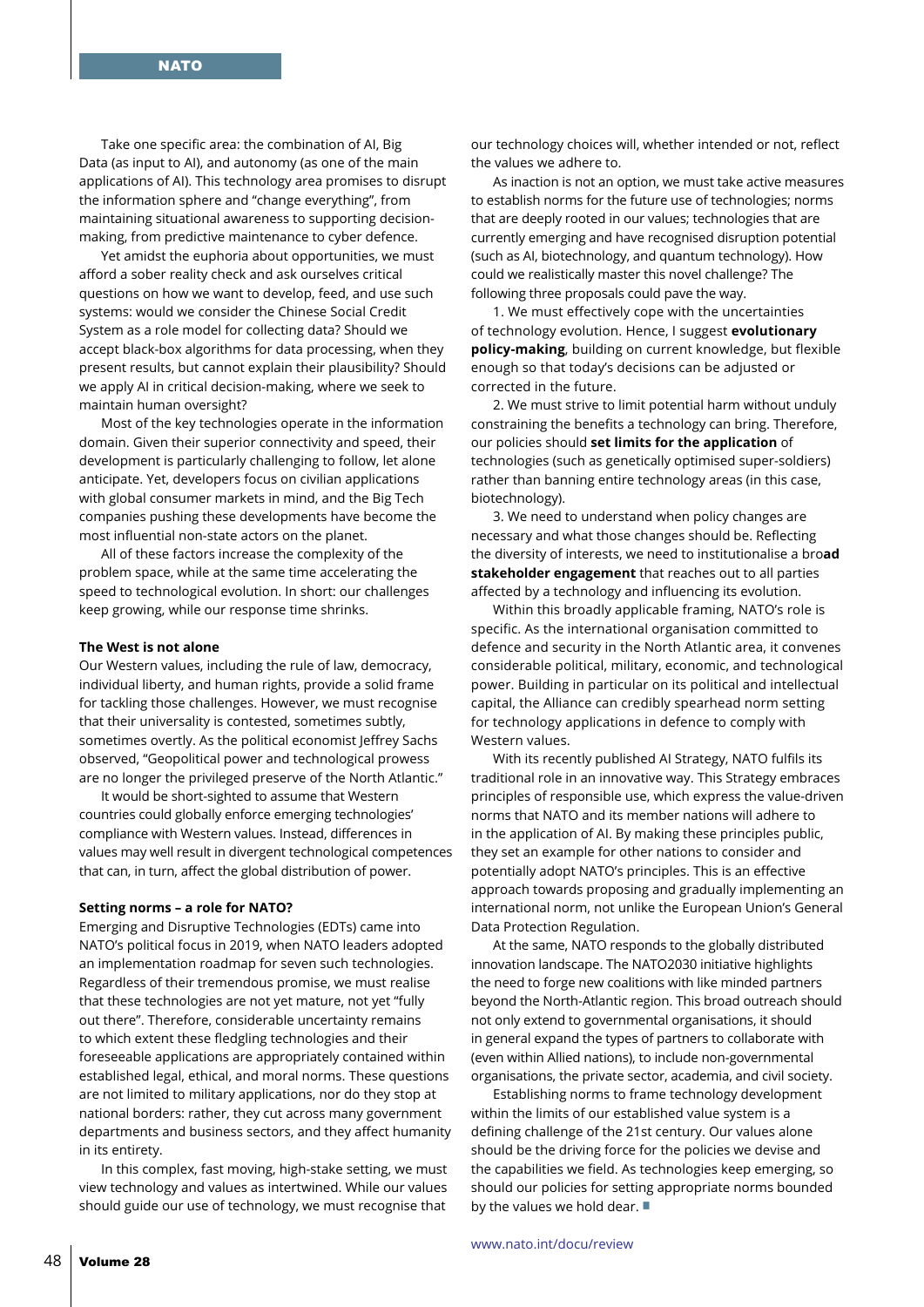Take one specific area: the combination of AI, Big Data (as input to AI), and autonomy (as one of the main applications of AI). This technology area promises to disrupt the information sphere and "change everything", from maintaining situational awareness to supporting decision-making, from predictive maintenance to cyber defence.

Yet amidst the euphoria about opportunities, we must afford a sober reality check and ask ourselves critical questions on how we want to develop, feed, and use such systems: would we consider the Chinese Social Credit System as a role model for collecting data? Should we accept black-box algorithms for data processing, when they present results, but cannot explain their plausibility? Should we apply AI in critical decision-making, where we seek to maintain human oversight?

Most of the key technologies operate in the information domain. Given their superior connectivity and speed, their development is particularly challenging to follow, let alone anticipate. Yet, developers focus on civilian applications with global consumer markets in mind, and the Big Tech companies pushing these developments have become the most influential non-state actors on the planet.

All of these factors increase the complexity of the problem space, while at the same time accelerating the speed to technological evolution. In short: our challenges keep growing, while our response time shrinks.

**The West is not alone**

Our Western values, including the rule of law, democracy, individual liberty, and human rights, provide a solid frame for tackling those challenges. However, we must recognise that their universality is contested, sometimes subtly, sometimes overtly. As the political economist Jeffrey Sachs observed, "Geopolitical power and technological prowess are no longer the privileged preserve of the North Atlantic."

It would be short-sighted to assume that Western countries could globally enforce emerging technologies' compliance with Western values. Instead, differences in values may well result in divergent technological competences that can, in turn, affect the global distribution of power.

**Setting norms – a role for NATO?**

Emerging and Disruptive Technologies (EDTs) came into NATO's political focus in 2019, when NATO leaders adopted an implementation roadmap for seven such technologies. Regardless of their tremendous promise, we must realise that these technologies are not yet mature, not yet "fully out there". Therefore, considerable uncertainty remains to which extent these fledgling technologies and their foreseeable applications are appropriately contained within established legal, ethical, and moral norms. These questions are not limited to military applications, nor do they stop at national borders: rather, they cut across many government departments and business sectors, and they affect humanity in its entirety.

In this complex, fast moving, high-stake setting, we must view technology and values as intertwined. While our values should guide our use of technology, we must recognise that our technology choices will, whether intended or not, reflect the values we adhere to.

As inaction is not an option, we must take active measures to establish norms for the future use of technologies; norms that are deeply rooted in our values; technologies that are currently emerging and have recognised disruption potential (such as AI, biotechnology, and quantum technology). How could we realistically master this novel challenge? The following three proposals could pave the way.

1. We must effectively cope with the uncertainties of technology evolution. Hence, I suggest **evolutionary policy-making**, building on current knowledge, but flexible enough so that today's decisions can be adjusted or corrected in the future.

2. We must strive to limit potential harm without unduly constraining the benefits a technology can bring. Therefore, our policies should **set limits for the application** of technologies (such as genetically optimised super-soldiers) rather than banning entire technology areas (in this case, biotechnology).

3. We need to understand when policy changes are necessary and what those changes should be. Reflecting the diversity of interests, we need to institutionalise a bro**ad stakeholder engagement** that reaches out to all parties affected by a technology and influencing its evolution.

Within this broadly applicable framing, NATO's role is specific. As the international organisation committed to defence and security in the North Atlantic area, it convenes considerable political, military, economic, and technological power. Building in particular on its political and intellectual capital, the Alliance can credibly spearhead norm setting for technology applications in defence to comply with Western values.

With its recently published AI Strategy, NATO fulfils its traditional role in an innovative way. This Strategy embraces principles of responsible use, which express the value-driven norms that NATO and its member nations will adhere to in the application of AI. By making these principles public, they set an example for other nations to consider and potentially adopt NATO's principles. This is an effective approach towards proposing and gradually implementing an international norm, not unlike the European Union's General Data Protection Regulation.

At the same, NATO responds to the globally distributed innovation landscape. The NATO2030 initiative highlights the need to forge new coalitions with like minded partners beyond the North-Atlantic region. This broad outreach should not only extend to governmental organisations, it should in general expand the types of partners to collaborate with (even within Allied nations), to include non-governmental organisations, the private sector, academia, and civil society.

Establishing norms to frame technology development within the limits of our established value system is a defining challenge of the 21st century. Our values alone should be the driving force for the policies we devise and the capabilities we field. As technologies keep emerging, so should our policies for setting appropriate norms bounded by the values we hold dear. ■